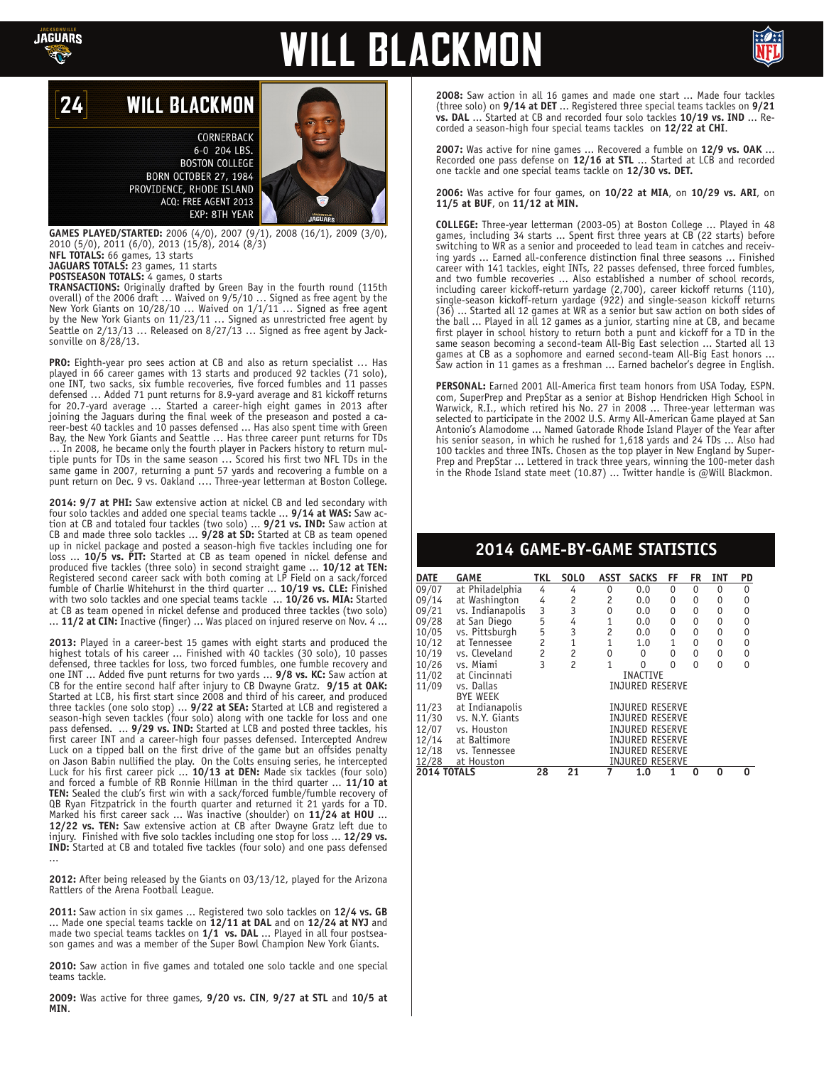# WILL BLACKMON

## 24 WILL BLACKMON

CORNERBACK
6-0 204 LBS.
BOSTON COLLEGE
BORN OCTOBER 27, 1984
PROVIDENCE, RHODE ISLAND
ACQ: FREE AGENT 2013
EXP: 8TH YEAR

**GAMES PLAYED/STARTED:** 2006 (4/0), 2007 (9/1), 2008 (16/1), 2009 (3/0), 2010 (5/0), 2011 (6/0), 2013 (15/8), 2014 (8/3)
**NFL TOTALS:** 66 games, 13 starts
**JAGUARS TOTALS:** 23 games, 11 starts
**POSTSEASON TOTALS:** 4 games, 0 starts
**TRANSACTIONS:** Originally drafted by Green Bay in the fourth round (115th overall) of the 2006 draft … Waived on 9/5/10 … Signed as free agent by the New York Giants on 10/28/10 … Waived on 1/1/11 … Signed as free agent by the New York Giants on 11/23/11 … Signed as unrestricted free agent by Seattle on 2/13/13 … Released on 8/27/13 … Signed as free agent by Jacksonville on 8/28/13.

**PRO:** Eighth-year pro sees action at CB and also as return specialist … Has played in 66 career games with 13 starts and produced 92 tackles (71 solo), one INT, two sacks, six fumble recoveries, five forced fumbles and 11 passes defensed … Added 71 punt returns for 8.9-yard average and 81 kickoff returns for 20.7-yard average … Started a career-high eight games in 2013 after joining the Jaguars during the final week of the preseason and posted a career-best 40 tackles and 10 passes defensed … Has also spent time with Green Bay, the New York Giants and Seattle … Has three career punt returns for TDs … In 2008, he became only the fourth player in Packers history to return multiple punts for TDs in the same season … Scored his first two NFL TDs in the same game in 2007, returning a punt 57 yards and recovering a fumble on a punt return on Dec. 9 vs. Oakland …. Three-year letterman at Boston College.

**2014: 9/7 at PHI:** Saw extensive action at nickel CB and led secondary with four solo tackles and added one special teams tackle … **9/14 at WAS:** Saw action at CB and totaled four tackles (two solo) … **9/21 vs. IND:** Saw action at CB and made three solo tackles … **9/28 at SD:** Started at CB as team opened up in nickel package and posted a season-high five tackles including one for loss … **10/5 vs. PIT:** Started at CB as team opened in nickel defense and produced five tackles (three solo) in second straight game … **10/12 at TEN:** Registered second career sack with both coming at LP Field on a sack/forced fumble of Charlie Whitehurst in the third quarter … **10/19 vs. CLE:** Finished with two solo tackles and one special teams tackle … **10/26 vs. MIA:** Started at CB as team opened in nickel defense and produced three tackles (two solo) … **11/2 at CIN:** Inactive (finger) … Was placed on injured reserve on Nov. 4 …

**2013:** Played in a career-best 15 games with eight starts and produced the highest totals of his career … Finished with 40 tackles (30 solo), 10 passes defensed, three tackles for loss, two forced fumbles, one fumble recovery and one INT … Added five punt returns for two yards … **9/8 vs. KC:** Saw action at CB for the entire second half after injury to CB Dwayne Gratz. **9/15 at OAK:** Started at LCB, his first start since 2008 and third of his career, and produced three tackles (one solo stop) … **9/22 at SEA:** Started at LCB and registered a season-high seven tackles (four solo) along with one tackle for loss and one pass defensed. … **9/29 vs. IND:** Started at LCB and posted three tackles, his first career INT and a career-high four passes defensed. Intercepted Andrew Luck on a tipped ball on the first drive of the game but an offsides penalty on Jason Babin nullified the play. On the Colts ensuing series, he intercepted Luck for his first career pick … **10/13 at DEN:** Made six tackles (four solo) and forced a fumble of RB Ronnie Hillman in the third quarter … **11/10 at TEN:** Sealed the club's first win with a sack/forced fumble/fumble recovery of QB Ryan Fitzpatrick in the fourth quarter and returned it 21 yards for a TD. Marked his first career sack … Was inactive (shoulder) on **11/24 at HOU** … **12/22 vs. TEN:** Saw extensive action at CB after Dwayne Gratz left due to injury. Finished with five solo tackles including one stop for loss … **12/29 vs. IND:** Started at CB and totaled five tackles (four solo) and one pass defensed …

**2012:** After being released by the Giants on 03/13/12, played for the Arizona Rattlers of the Arena Football League.

**2011:** Saw action in six games … Registered two solo tackles on **12/4 vs. GB** … Made one special teams tackle on **12/11 at DAL** and on **12/24 at NYJ** and made two special teams tackles on **1/1 vs. DAL** … Played in all four postseason games and was a member of the Super Bowl Champion New York Giants.

**2010:** Saw action in five games and totaled one solo tackle and one special teams tackle.

**2009:** Was active for three games, **9/20 vs. CIN**, **9/27 at STL** and **10/5 at MIN**.

**2008:** Saw action in all 16 games and made one start … Made four tackles (three solo) on **9/14 at DET** … Registered three special teams tackles on **9/21 vs. DAL** … Started at CB and recorded four solo tackles **10/19 vs. IND** … Recorded a season-high four special teams tackles on **12/22 at CHI**.

**2007:** Was active for nine games … Recovered a fumble on **12/9 vs. OAK** … Recorded one pass defense on **12/16 at STL** … Started at LCB and recorded one tackle and one special teams tackle on **12/30 vs. DET.**

**2006:** Was active for four games, on **10/22 at MIA**, on **10/29 vs. ARI**, on **11/5 at BUF**, on **11/12 at MIN.**

**COLLEGE:** Three-year letterman (2003-05) at Boston College … Played in 48 games, including 34 starts … Spent first three years at CB (22 starts) before switching to WR as a senior and proceeded to lead team in catches and receiving yards … Earned all-conference distinction final three seasons … Finished career with 141 tackles, eight INTs, 22 passes defensed, three forced fumbles, and two fumble recoveries … Also established a number of school records, including career kickoff-return yardage (2,700), career kickoff returns (110), single-season kickoff-return yardage (922) and single-season kickoff returns (36) … Started all 12 games at WR as a senior but saw action on both sides of the ball … Played in all 12 games as a junior, starting nine at CB, and became first player in school history to return both a punt and kickoff for a TD in the same season becoming a second-team All-Big East selection … Started all 13 games at CB as a sophomore and earned second-team All-Big East honors … Saw action in 11 games as a freshman … Earned bachelor's degree in English.

**PERSONAL:** Earned 2001 All-America first team honors from USA Today, ESPN.com, SuperPrep and PrepStar as a senior at Bishop Hendricken High School in Warwick, R.I., which retired his No. 27 in 2008 … Three-year letterman was selected to participate in the 2002 U.S. Army All-American Game played at San Antonio's Alamodome … Named Gatorade Rhode Island Player of the Year after his senior season, in which he rushed for 1,618 yards and 24 TDs … Also had 100 tackles and three INTs. Chosen as the top player in New England by SuperPrep and PrepStar … Lettered in track three years, winning the 100-meter dash in the Rhode Island state meet (10.87) … Twitter handle is @Will Blackmon.

## 2014 GAME-BY-GAME STATISTICS

| DATE | GAME | TKL | SOLO | ASST | SACKS | FF | FR | INT | PD |
|---|---|---|---|---|---|---|---|---|---|
| 09/07 | at Philadelphia | 4 | 4 | 0 | 0.0 | 0 | 0 | 0 | 0 |
| 09/14 | at Washington | 4 | 2 | 2 | 0.0 | 0 | 0 | 0 | 0 |
| 09/21 | vs. Indianapolis | 3 | 3 | 0 | 0.0 | 0 | 0 | 0 | 0 |
| 09/28 | at San Diego | 5 | 4 | 1 | 0.0 | 0 | 0 | 0 | 0 |
| 10/05 | vs. Pittsburgh | 5 | 3 | 2 | 0.0 | 0 | 0 | 0 | 0 |
| 10/12 | at Tennessee | 2 | 1 | 1 | 1.0 | 1 | 0 | 0 | 0 |
| 10/19 | vs. Cleveland | 2 | 2 | 0 | 0 | 0 | 0 | 0 | 0 |
| 10/26 | vs. Miami | 3 | 2 | 1 | 0 | 0 | 0 | 0 | 0 |
| 11/02 | at Cincinnati | | | INACTIVE | | | | | |
| 11/09 | vs. Dallas | | | INJURED RESERVE | | | | | |
| | BYE WEEK | | | | | | | | |
| 11/23 | at Indianapolis | | | INJURED RESERVE | | | | | |
| 11/30 | vs. N.Y. Giants | | | INJURED RESERVE | | | | | |
| 12/07 | vs. Houston | | | INJURED RESERVE | | | | | |
| 12/14 | at Baltimore | | | INJURED RESERVE | | | | | |
| 12/18 | vs. Tennessee | | | INJURED RESERVE | | | | | |
| 12/28 | at Houston | | | INJURED RESERVE | | | | | |
| **2014 TOTALS** | | **28** | **21** | **7** | **1.0** | **1** | **0** | **0** | **0** |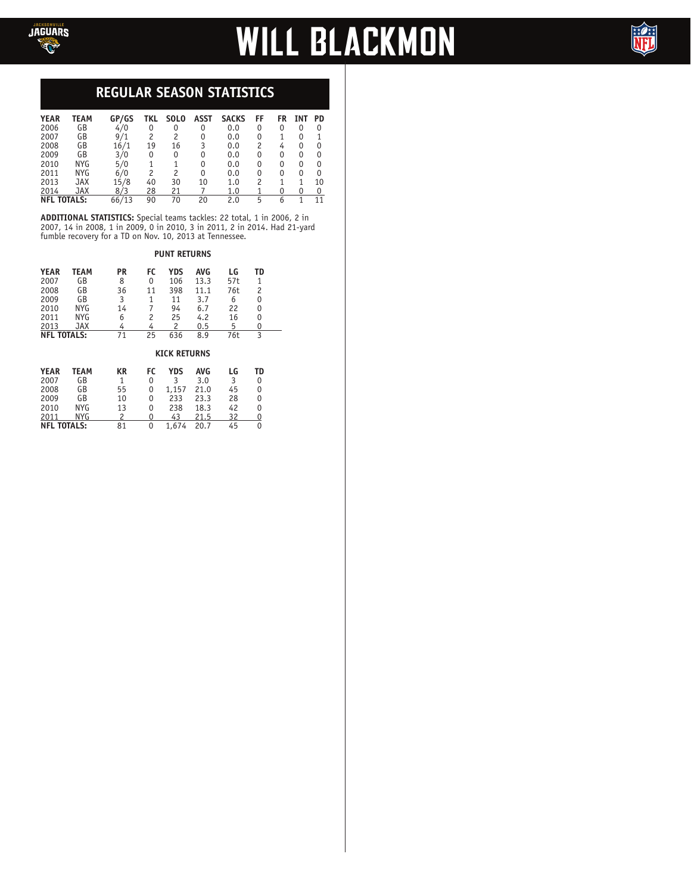# WILL BLACKMON

## REGULAR SEASON STATISTICS

| YEAR | TEAM | GP/GS | TKL | SOLO | ASST | SACKS | FF | FR | INT | PD |
|---|---|---|---|---|---|---|---|---|---|---|
| 2006 | GB | 4/0 | 0 | 0 | 0 | 0.0 | 0 | 0 | 0 | 0 |
| 2007 | GB | 9/1 | 2 | 2 | 0 | 0.0 | 0 | 1 | 0 | 1 |
| 2008 | GB | 16/1 | 19 | 16 | 3 | 0.0 | 2 | 4 | 0 | 0 |
| 2009 | GB | 3/0 | 0 | 0 | 0 | 0.0 | 0 | 0 | 0 | 0 |
| 2010 | NYG | 5/0 | 1 | 1 | 0 | 0.0 | 0 | 0 | 0 | 0 |
| 2011 | NYG | 6/0 | 2 | 2 | 0 | 0.0 | 0 | 0 | 0 | 0 |
| 2013 | JAX | 15/8 | 40 | 30 | 10 | 1.0 | 2 | 1 | 1 | 10 |
| 2014 | JAX | 8/3 | 28 | 21 | 7 | 1.0 | 1 | 0 | 0 | 0 |
| **NFL TOTALS:** | | 66/13 | 90 | 70 | 20 | 2.0 | 5 | 6 | 1 | 11 |

**ADDITIONAL STATISTICS:** Special teams tackles: 22 total, 1 in 2006, 2 in 2007, 14 in 2008, 1 in 2009, 0 in 2010, 3 in 2011, 2 in 2014. Had 21-yard fumble recovery for a TD on Nov. 10, 2013 at Tennessee.

### PUNT RETURNS

| YEAR | TEAM | PR | FC | YDS | AVG | LG | TD |
|---|---|---|---|---|---|---|---|
| 2007 | GB | 8 | 0 | 106 | 13.3 | 57t | 1 |
| 2008 | GB | 36 | 11 | 398 | 11.1 | 76t | 2 |
| 2009 | GB | 3 | 1 | 11 | 3.7 | 6 | 0 |
| 2010 | NYG | 14 | 7 | 94 | 6.7 | 22 | 0 |
| 2011 | NYG | 6 | 2 | 25 | 4.2 | 16 | 0 |
| 2013 | JAX | 4 | 4 | 2 | 0.5 | 5 | 0 |
| **NFL TOTALS:** | | 71 | 25 | 636 | 8.9 | 76t | 3 |

### KICK RETURNS

| YEAR | TEAM | KR | FC | YDS | AVG | LG | TD |
|---|---|---|---|---|---|---|---|
| 2007 | GB | 1 | 0 | 3 | 3.0 | 3 | 0 |
| 2008 | GB | 55 | 0 | 1,157 | 21.0 | 45 | 0 |
| 2009 | GB | 10 | 0 | 233 | 23.3 | 28 | 0 |
| 2010 | NYG | 13 | 0 | 238 | 18.3 | 42 | 0 |
| 2011 | NYG | 2 | 0 | 43 | 21.5 | 32 | 0 |
| **NFL TOTALS:** | | 81 | 0 | 1,674 | 20.7 | 45 | 0 |